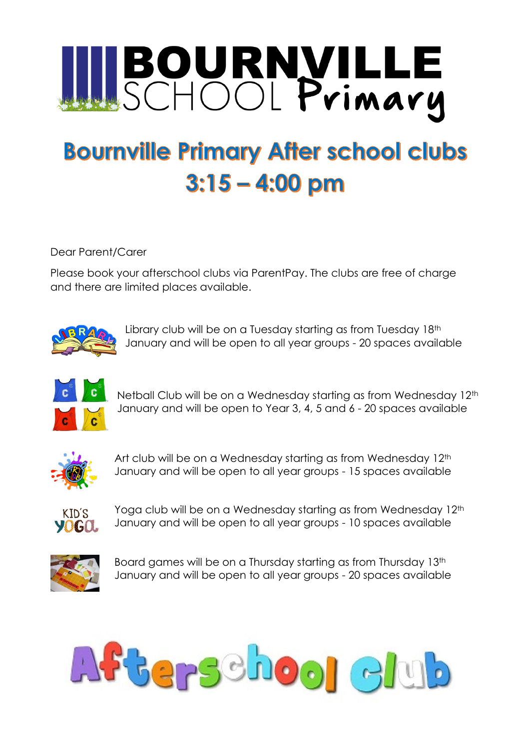# BOURNVILLE SCHOOL Primary

## Bournville Primary After school clubs
## 3:15 – 4:00 pm

Dear Parent/Carer

Please book your afterschool clubs via ParentPay. The clubs are free of charge and there are limited places available.

Library club will be on a Tuesday starting as from Tuesday 18th January and will be open to all year groups - 20 spaces available

Netball Club will be on a Wednesday starting as from Wednesday 12th January and will be open to Year 3, 4, 5 and 6 - 20 spaces available

Art club will be on a Wednesday starting as from Wednesday 12th January and will be open to all year groups - 15 spaces available

Yoga club will be on a Wednesday starting as from Wednesday 12th January and will be open to all year groups - 10 spaces available

Board games will be on a Thursday starting as from Thursday 13th January and will be open to all year groups - 20 spaces available

Afterschool club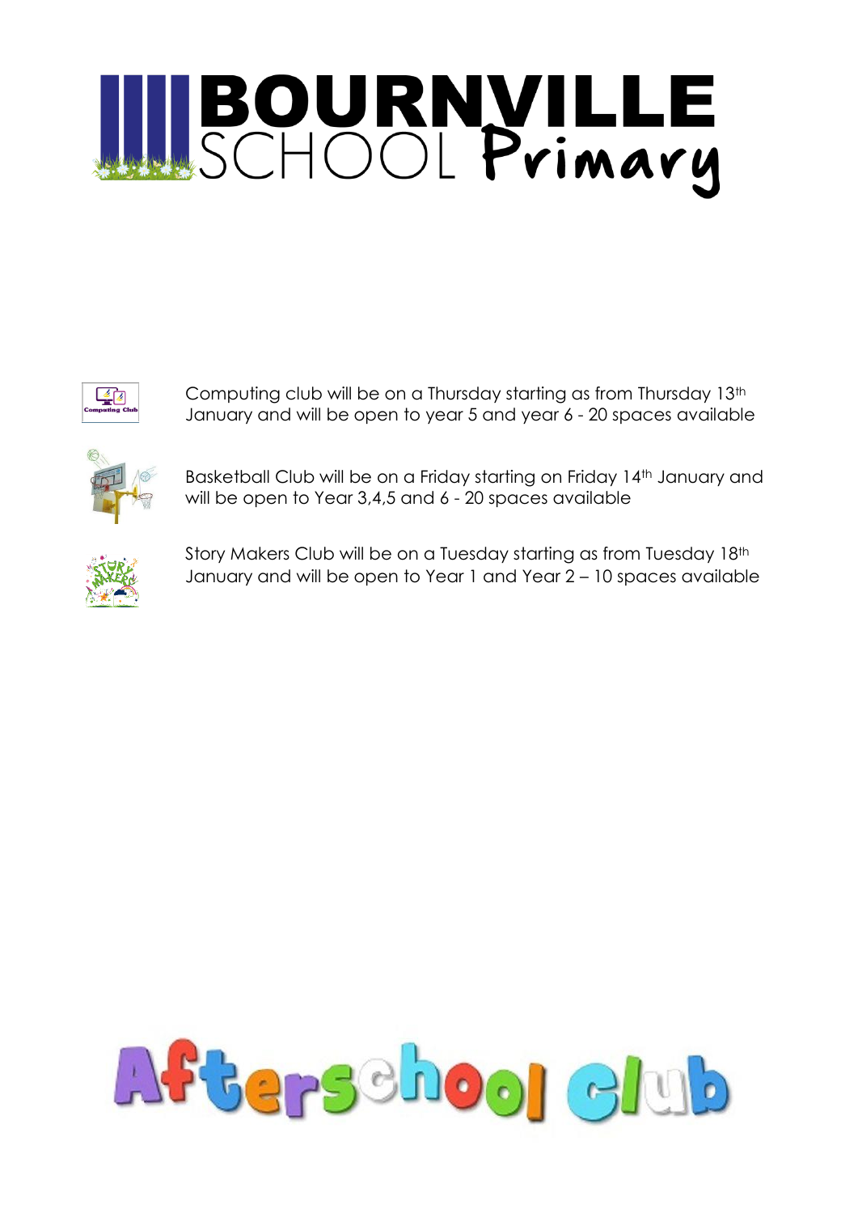# BOURNVILLE SCHOOL Primary

Computing club will be on a Thursday starting as from Thursday 13th January and will be open to year 5 and year 6 - 20 spaces available

Basketball Club will be on a Friday starting on Friday 14th January and will be open to Year 3,4,5 and 6 - 20 spaces available

Story Makers Club will be on a Tuesday starting as from Tuesday 18th January and will be open to Year 1 and Year 2 – 10 spaces available

# Afterschool Club